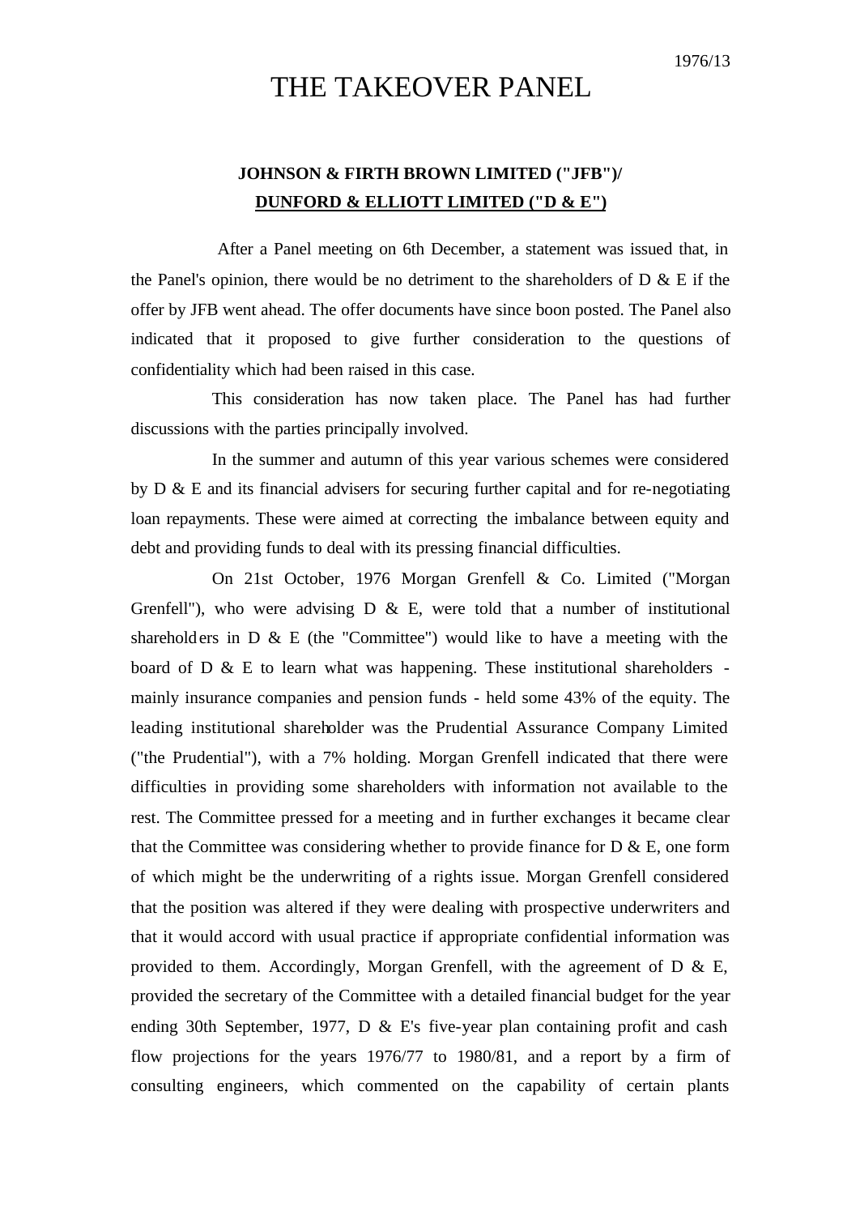1976/13

# THE TAKEOVER PANEL

## JOHNSON & FIRTH BROWN LIMITED ("JFB")/ DUNFORD & ELLIOTT LIMITED ("D & E")

After a Panel meeting on 6th December, a statement was issued that, in the Panel's opinion, there would be no detriment to the shareholders of D & E if the offer by JFB went ahead. The offer documents have since boon posted. The Panel also indicated that it proposed to give further consideration to the questions of confidentiality which had been raised in this case.

This consideration has now taken place. The Panel has had further discussions with the parties principally involved.

In the summer and autumn of this year various schemes were considered by D & E and its financial advisers for securing further capital and for re-negotiating loan repayments. These were aimed at correcting the imbalance between equity and debt and providing funds to deal with its pressing financial difficulties.

On 21st October, 1976 Morgan Grenfell & Co. Limited ("Morgan Grenfell"), who were advising D & E, were told that a number of institutional shareholders in D & E (the "Committee") would like to have a meeting with the board of D & E to learn what was happening. These institutional shareholders - mainly insurance companies and pension funds - held some 43% of the equity. The leading institutional shareholder was the Prudential Assurance Company Limited ("the Prudential"), with a 7% holding. Morgan Grenfell indicated that there were difficulties in providing some shareholders with information not available to the rest. The Committee pressed for a meeting and in further exchanges it became clear that the Committee was considering whether to provide finance for D & E, one form of which might be the underwriting of a rights issue. Morgan Grenfell considered that the position was altered if they were dealing with prospective underwriters and that it would accord with usual practice if appropriate confidential information was provided to them. Accordingly, Morgan Grenfell, with the agreement of D & E, provided the secretary of the Committee with a detailed financial budget for the year ending 30th September, 1977, D & E's five-year plan containing profit and cash flow projections for the years 1976/77 to 1980/81, and a report by a firm of consulting engineers, which commented on the capability of certain plants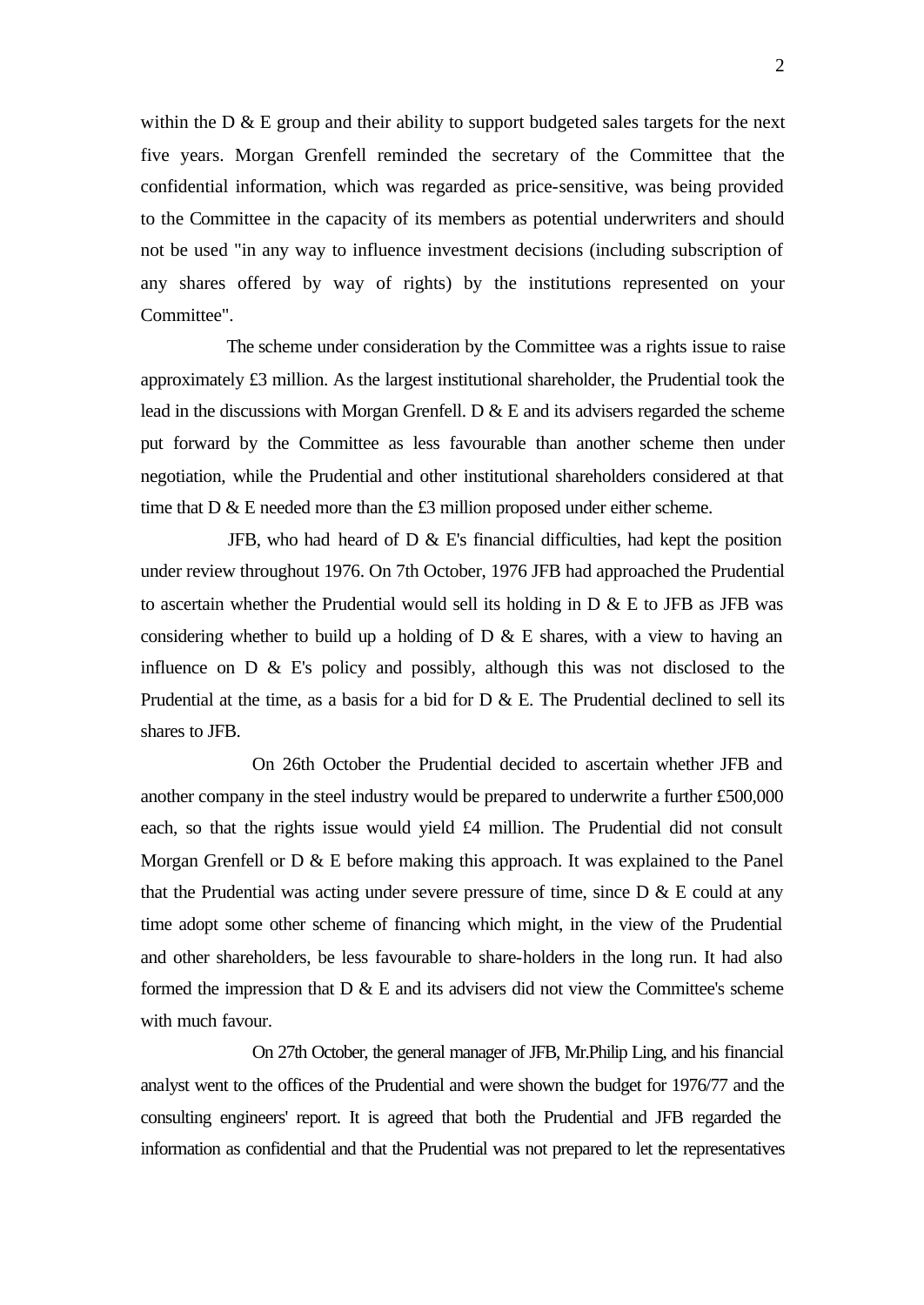within the D & E group and their ability to support budgeted sales targets for the next five years. Morgan Grenfell reminded the secretary of the Committee that the confidential information, which was regarded as price-sensitive, was being provided to the Committee in the capacity of its members as potential underwriters and should not be used "in any way to influence investment decisions (including subscription of any shares offered by way of rights) by the institutions represented on your Committee".

The scheme under consideration by the Committee was a rights issue to raise approximately £3 million. As the largest institutional shareholder, the Prudential took the lead in the discussions with Morgan Grenfell. D & E and its advisers regarded the scheme put forward by the Committee as less favourable than another scheme then under negotiation, while the Prudential and other institutional shareholders considered at that time that D & E needed more than the £3 million proposed under either scheme.

JFB, who had heard of D & E's financial difficulties, had kept the position under review throughout 1976. On 7th October, 1976 JFB had approached the Prudential to ascertain whether the Prudential would sell its holding in D & E to JFB as JFB was considering whether to build up a holding of D & E shares, with a view to having an influence on D & E's policy and possibly, although this was not disclosed to the Prudential at the time, as a basis for a bid for D & E. The Prudential declined to sell its shares to JFB.

On 26th October the Prudential decided to ascertain whether JFB and another company in the steel industry would be prepared to underwrite a further £500,000 each, so that the rights issue would yield £4 million. The Prudential did not consult Morgan Grenfell or D & E before making this approach. It was explained to the Panel that the Prudential was acting under severe pressure of time, since D & E could at any time adopt some other scheme of financing which might, in the view of the Prudential and other shareholders, be less favourable to share-holders in the long run. It had also formed the impression that D & E and its advisers did not view the Committee's scheme with much favour.

On 27th October, the general manager of JFB, Mr.Philip Ling, and his financial analyst went to the offices of the Prudential and were shown the budget for 1976/77 and the consulting engineers' report. It is agreed that both the Prudential and JFB regarded the information as confidential and that the Prudential was not prepared to let the representatives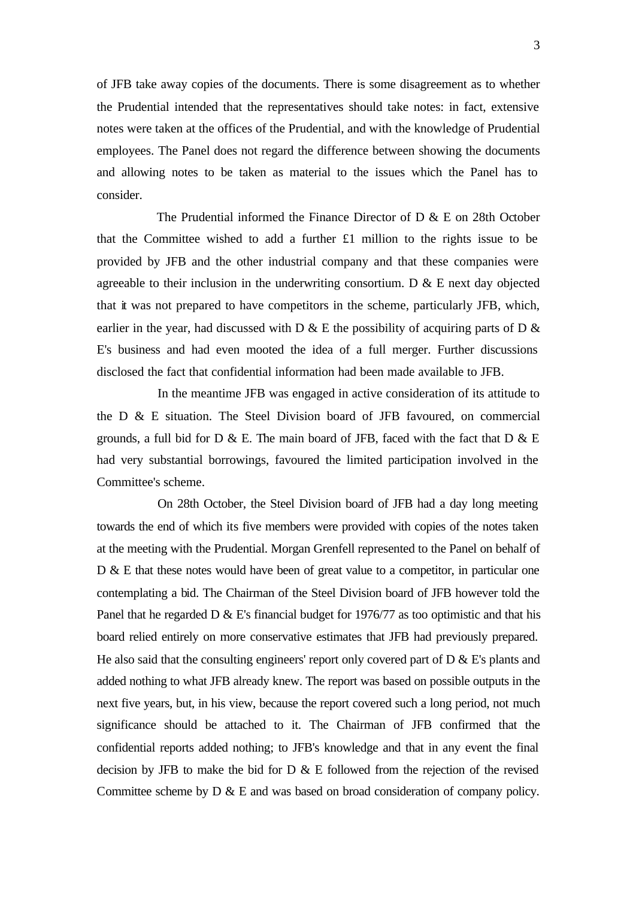of JFB take away copies of the documents. There is some disagreement as to whether the Prudential intended that the representatives should take notes: in fact, extensive notes were taken at the offices of the Prudential, and with the knowledge of Prudential employees. The Panel does not regard the difference between showing the documents and allowing notes to be taken as material to the issues which the Panel has to consider.

The Prudential informed the Finance Director of D & E on 28th October that the Committee wished to add a further £1 million to the rights issue to be provided by JFB and the other industrial company and that these companies were agreeable to their inclusion in the underwriting consortium. D & E next day objected that it was not prepared to have competitors in the scheme, particularly JFB, which, earlier in the year, had discussed with D & E the possibility of acquiring parts of D & E's business and had even mooted the idea of a full merger. Further discussions disclosed the fact that confidential information had been made available to JFB.

In the meantime JFB was engaged in active consideration of its attitude to the D & E situation. The Steel Division board of JFB favoured, on commercial grounds, a full bid for D & E. The main board of JFB, faced with the fact that D & E had very substantial borrowings, favoured the limited participation involved in the Committee's scheme.

On 28th October, the Steel Division board of JFB had a day long meeting towards the end of which its five members were provided with copies of the notes taken at the meeting with the Prudential. Morgan Grenfell represented to the Panel on behalf of D & E that these notes would have been of great value to a competitor, in particular one contemplating a bid. The Chairman of the Steel Division board of JFB however told the Panel that he regarded D & E's financial budget for 1976/77 as too optimistic and that his board relied entirely on more conservative estimates that JFB had previously prepared. He also said that the consulting engineers' report only covered part of D & E's plants and added nothing to what JFB already knew. The report was based on possible outputs in the next five years, but, in his view, because the report covered such a long period, not much significance should be attached to it. The Chairman of JFB confirmed that the confidential reports added nothing; to JFB's knowledge and that in any event the final decision by JFB to make the bid for D & E followed from the rejection of the revised Committee scheme by D & E and was based on broad consideration of company policy.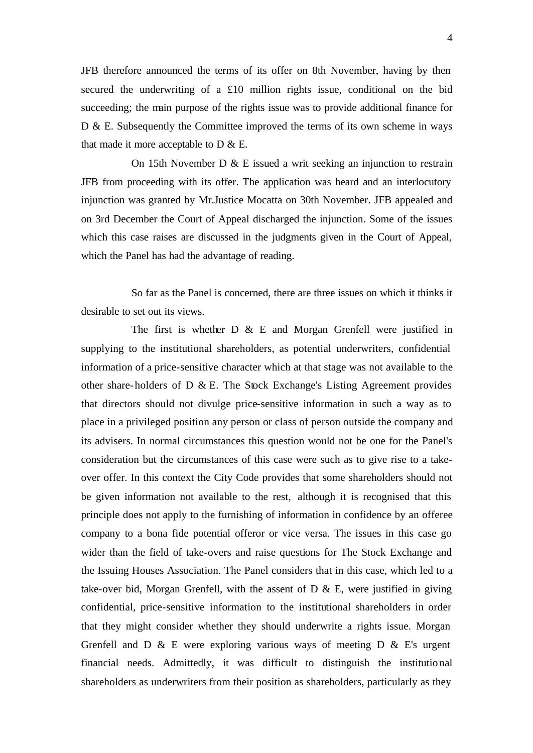JFB therefore announced the terms of its offer on 8th November, having by then secured the underwriting of a £10 million rights issue, conditional on the bid succeeding; the main purpose of the rights issue was to provide additional finance for D & E. Subsequently the Committee improved the terms of its own scheme in ways that made it more acceptable to D & E.

On 15th November D & E issued a writ seeking an injunction to restrain JFB from proceeding with its offer. The application was heard and an interlocutory injunction was granted by Mr.Justice Mocatta on 30th November. JFB appealed and on 3rd December the Court of Appeal discharged the injunction. Some of the issues which this case raises are discussed in the judgments given in the Court of Appeal, which the Panel has had the advantage of reading.

So far as the Panel is concerned, there are three issues on which it thinks it desirable to set out its views.

The first is whether D & E and Morgan Grenfell were justified in supplying to the institutional shareholders, as potential underwriters, confidential information of a price-sensitive character which at that stage was not available to the other share-holders of D & E. The Stock Exchange's Listing Agreement provides that directors should not divulge price-sensitive information in such a way as to place in a privileged position any person or class of person outside the company and its advisers. In normal circumstances this question would not be one for the Panel's consideration but the circumstances of this case were such as to give rise to a take-over offer. In this context the City Code provides that some shareholders should not be given information not available to the rest, although it is recognised that this principle does not apply to the furnishing of information in confidence by an offeree company to a bona fide potential offeror or vice versa. The issues in this case go wider than the field of take-overs and raise questions for The Stock Exchange and the Issuing Houses Association. The Panel considers that in this case, which led to a take-over bid, Morgan Grenfell, with the assent of D & E, were justified in giving confidential, price-sensitive information to the institutional shareholders in order that they might consider whether they should underwrite a rights issue. Morgan Grenfell and D & E were exploring various ways of meeting D & E's urgent financial needs. Admittedly, it was difficult to distinguish the institutional shareholders as underwriters from their position as shareholders, particularly as they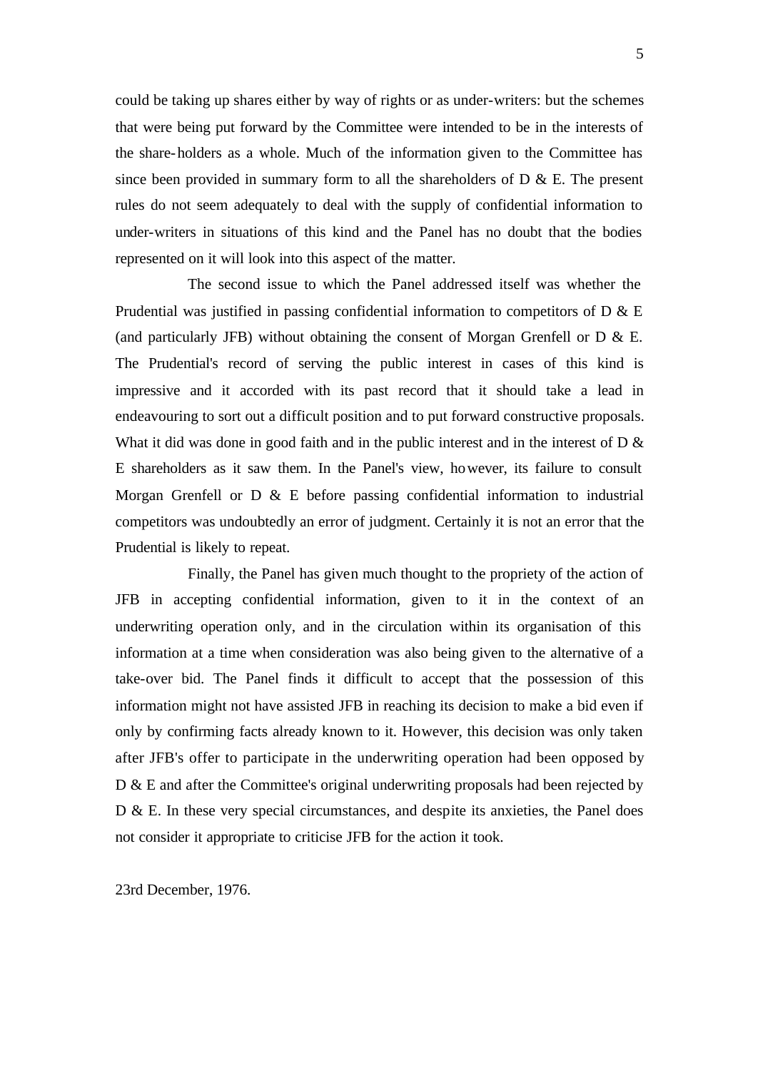could be taking up shares either by way of rights or as under-writers: but the schemes that were being put forward by the Committee were intended to be in the interests of the share-holders as a whole. Much of the information given to the Committee has since been provided in summary form to all the shareholders of D & E. The present rules do not seem adequately to deal with the supply of confidential information to under-writers in situations of this kind and the Panel has no doubt that the bodies represented on it will look into this aspect of the matter.

The second issue to which the Panel addressed itself was whether the Prudential was justified in passing confidential information to competitors of D & E (and particularly JFB) without obtaining the consent of Morgan Grenfell or D & E. The Prudential's record of serving the public interest in cases of this kind is impressive and it accorded with its past record that it should take a lead in endeavouring to sort out a difficult position and to put forward constructive proposals. What it did was done in good faith and in the public interest and in the interest of D & E shareholders as it saw them. In the Panel's view, however, its failure to consult Morgan Grenfell or D & E before passing confidential information to industrial competitors was undoubtedly an error of judgment. Certainly it is not an error that the Prudential is likely to repeat.

Finally, the Panel has given much thought to the propriety of the action of JFB in accepting confidential information, given to it in the context of an underwriting operation only, and in the circulation within its organisation of this information at a time when consideration was also being given to the alternative of a take-over bid. The Panel finds it difficult to accept that the possession of this information might not have assisted JFB in reaching its decision to make a bid even if only by confirming facts already known to it. However, this decision was only taken after JFB's offer to participate in the underwriting operation had been opposed by D & E and after the Committee's original underwriting proposals had been rejected by D & E. In these very special circumstances, and despite its anxieties, the Panel does not consider it appropriate to criticise JFB for the action it took.

23rd December, 1976.